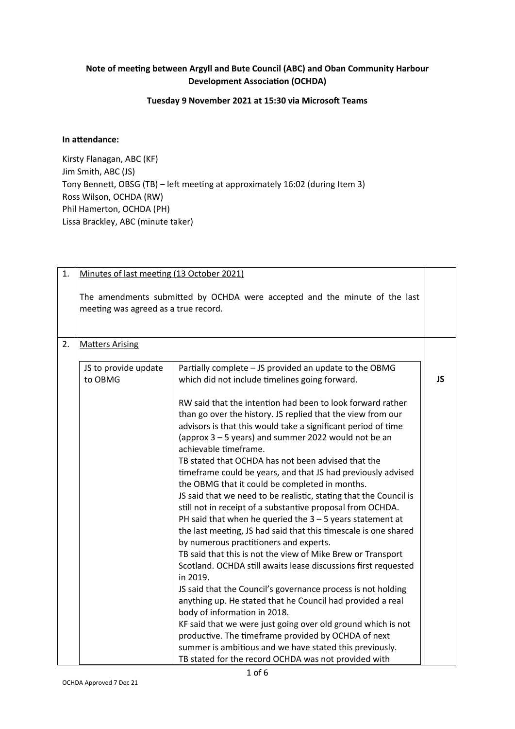**Note of meeting between Argyll and Bute Council (ABC) and Oban Community Harbour Development Association (OCHDA)**

**Tuesday 9 November 2021 at 15:30 via Microsoft Teams**

**In attendance:**

Kirsty Flanagan, ABC (KF)
Jim Smith, ABC (JS)
Tony Bennett, OBSG (TB) – left meeting at approximately 16:02 (during Item 3)
Ross Wilson, OCHDA (RW)
Phil Hamerton, OCHDA (PH)
Lissa Brackley, ABC (minute taker)

| | | | |
|---|---|---|---|
| 1. | Minutes of last meeting (13 October 2021)<br><br>The amendments submitted by OCHDA were accepted and the minute of the last meeting was agreed as a true record. | | |
| 2. | Matters Arising | | |
| | JS to provide update to OBMG | Partially complete – JS provided an update to the OBMG which did not include timelines going forward.<br><br>RW said that the intention had been to look forward rather than go over the history. JS replied that the view from our advisors is that this would take a significant period of time (approx 3 – 5 years) and summer 2022 would not be an achievable timeframe.<br>TB stated that OCHDA has not been advised that the timeframe could be years, and that JS had previously advised the OBMG that it could be completed in months.<br>JS said that we need to be realistic, stating that the Council is still not in receipt of a substantive proposal from OCHDA.<br>PH said that when he queried the 3 – 5 years statement at the last meeting, JS had said that this timescale is one shared by numerous practitioners and experts.<br>TB said that this is not the view of Mike Brew or Transport Scotland. OCHDA still awaits lease discussions first requested in 2019.<br>JS said that the Council's governance process is not holding anything up. He stated that he Council had provided a real body of information in 2018.<br>KF said that we were just going over old ground which is not productive. The timeframe provided by OCHDA of next summer is ambitious and we have stated this previously.<br>TB stated for the record OCHDA was not provided with | **JS** |

OCHDA Approved 7 Dec 21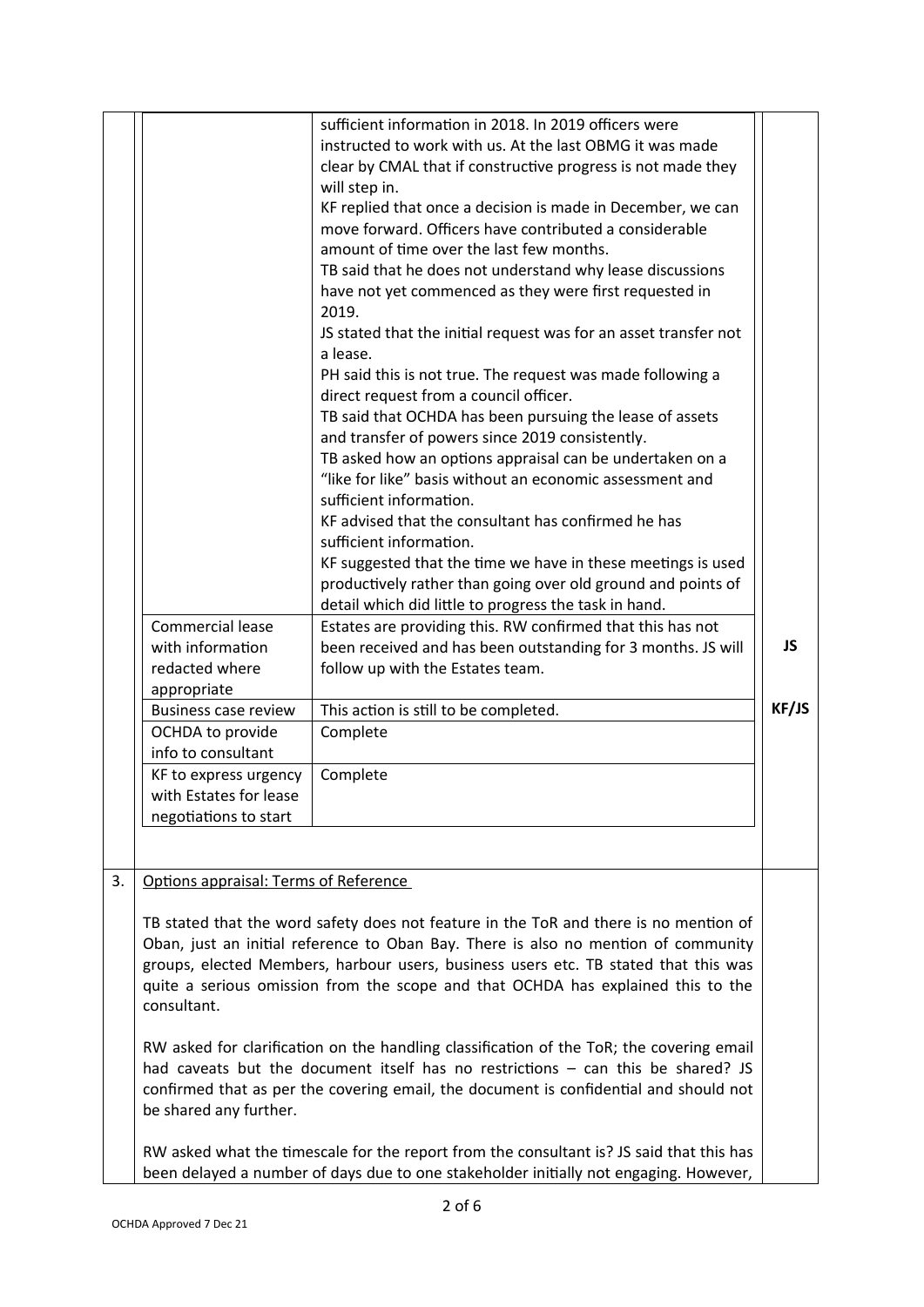| | | | |
|---|---|---|---|
| | | sufficient information in 2018. In 2019 officers were instructed to work with us. At the last OBMG it was made clear by CMAL that if constructive progress is not made they will step in.<br>KF replied that once a decision is made in December, we can move forward. Officers have contributed a considerable amount of time over the last few months.<br>TB said that he does not understand why lease discussions have not yet commenced as they were first requested in 2019.<br>JS stated that the initial request was for an asset transfer not a lease.<br>PH said this is not true. The request was made following a direct request from a council officer.<br>TB said that OCHDA has been pursuing the lease of assets and transfer of powers since 2019 consistently.<br>TB asked how an options appraisal can be undertaken on a "like for like" basis without an economic assessment and sufficient information.<br>KF advised that the consultant has confirmed he has sufficient information.<br>KF suggested that the time we have in these meetings is used productively rather than going over old ground and points of detail which did little to progress the task in hand. | |
| | Commercial lease with information redacted where appropriate | Estates are providing this. RW confirmed that this has not been received and has been outstanding for 3 months. JS will follow up with the Estates team. | **JS** |
| | Business case review | This action is still to be completed. | **KF/JS** |
| | OCHDA to provide info to consultant | Complete | |
| | KF to express urgency with Estates for lease negotiations to start | Complete | |

3. <u>Options appraisal: Terms of Reference</u>

TB stated that the word safety does not feature in the ToR and there is no mention of Oban, just an initial reference to Oban Bay. There is also no mention of community groups, elected Members, harbour users, business users etc. TB stated that this was quite a serious omission from the scope and that OCHDA has explained this to the consultant.

RW asked for clarification on the handling classification of the ToR; the covering email had caveats but the document itself has no restrictions – can this be shared? JS confirmed that as per the covering email, the document is confidential and should not be shared any further.

RW asked what the timescale for the report from the consultant is? JS said that this has been delayed a number of days due to one stakeholder initially not engaging. However,

OCHDA Approved 7 Dec 21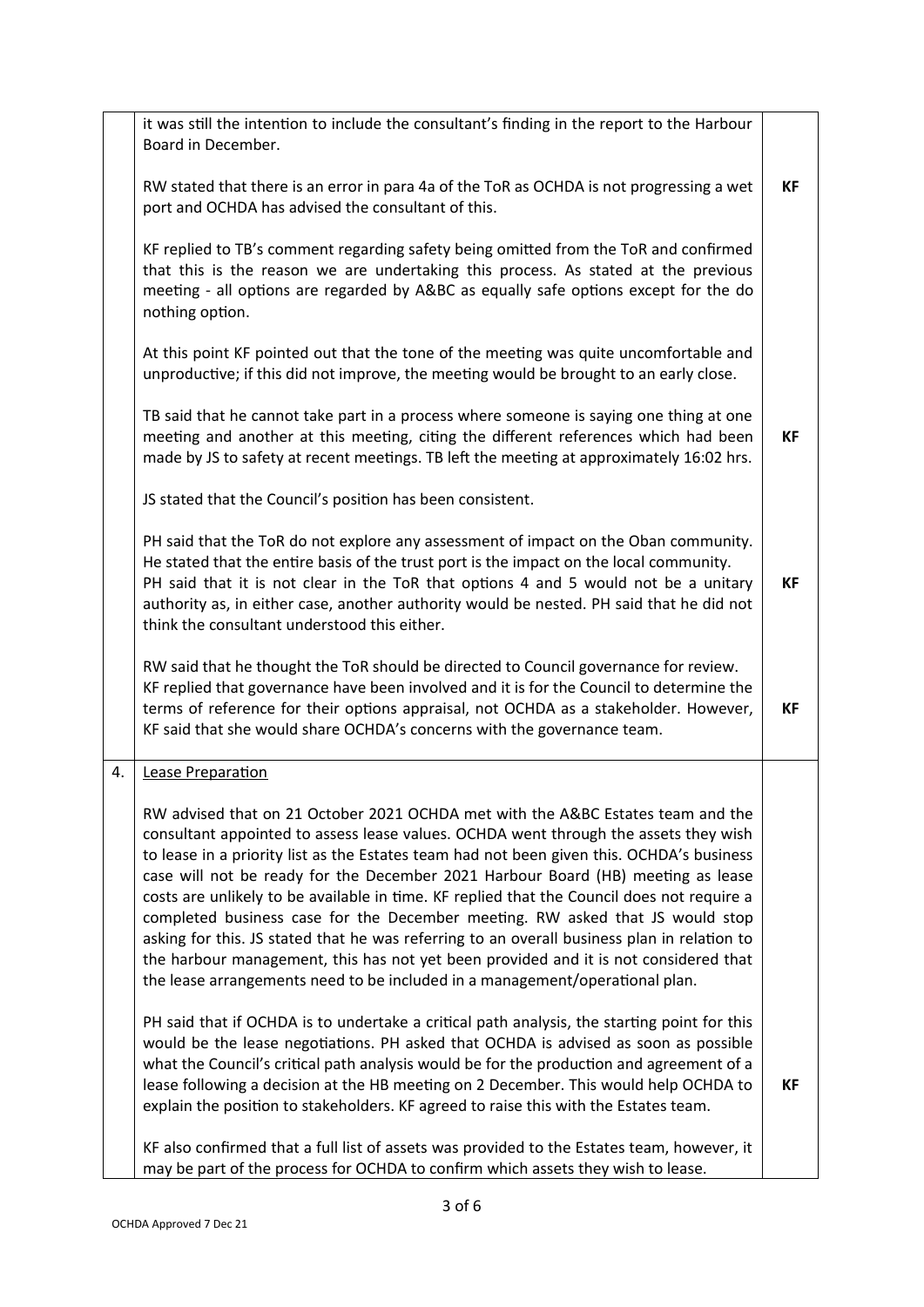| | | |
|---|---|---|
| | it was still the intention to include the consultant's finding in the report to the Harbour Board in December. | |
| | RW stated that there is an error in para 4a of the ToR as OCHDA is not progressing a wet port and OCHDA has advised the consultant of this. | **KF** |
| | KF replied to TB's comment regarding safety being omitted from the ToR and confirmed that this is the reason we are undertaking this process. As stated at the previous meeting - all options are regarded by A&BC as equally safe options except for the do nothing option. | |
| | At this point KF pointed out that the tone of the meeting was quite uncomfortable and unproductive; if this did not improve, the meeting would be brought to an early close. | |
| | TB said that he cannot take part in a process where someone is saying one thing at one meeting and another at this meeting, citing the different references which had been made by JS to safety at recent meetings. TB left the meeting at approximately 16:02 hrs. | **KF** |
| | JS stated that the Council's position has been consistent. | |
| | PH said that the ToR do not explore any assessment of impact on the Oban community. He stated that the entire basis of the trust port is the impact on the local community. PH said that it is not clear in the ToR that options 4 and 5 would not be a unitary authority as, in either case, another authority would be nested. PH said that he did not think the consultant understood this either. | **KF** |
| | RW said that he thought the ToR should be directed to Council governance for review. KF replied that governance have been involved and it is for the Council to determine the terms of reference for their options appraisal, not OCHDA as a stakeholder. However, KF said that she would share OCHDA's concerns with the governance team. | **KF** |
| 4. | <u>Lease Preparation</u><br><br>RW advised that on 21 October 2021 OCHDA met with the A&BC Estates team and the consultant appointed to assess lease values. OCHDA went through the assets they wish to lease in a priority list as the Estates team had not been given this. OCHDA's business case will not be ready for the December 2021 Harbour Board (HB) meeting as lease costs are unlikely to be available in time. KF replied that the Council does not require a completed business case for the December meeting. RW asked that JS would stop asking for this. JS stated that he was referring to an overall business plan in relation to the harbour management, this has not yet been provided and it is not considered that the lease arrangements need to be included in a management/operational plan. | |
| | PH said that if OCHDA is to undertake a critical path analysis, the starting point for this would be the lease negotiations. PH asked that OCHDA is advised as soon as possible what the Council's critical path analysis would be for the production and agreement of a lease following a decision at the HB meeting on 2 December. This would help OCHDA to explain the position to stakeholders. KF agreed to raise this with the Estates team. | **KF** |
| | KF also confirmed that a full list of assets was provided to the Estates team, however, it may be part of the process for OCHDA to confirm which assets they wish to lease. | |

OCHDA Approved 7 Dec 21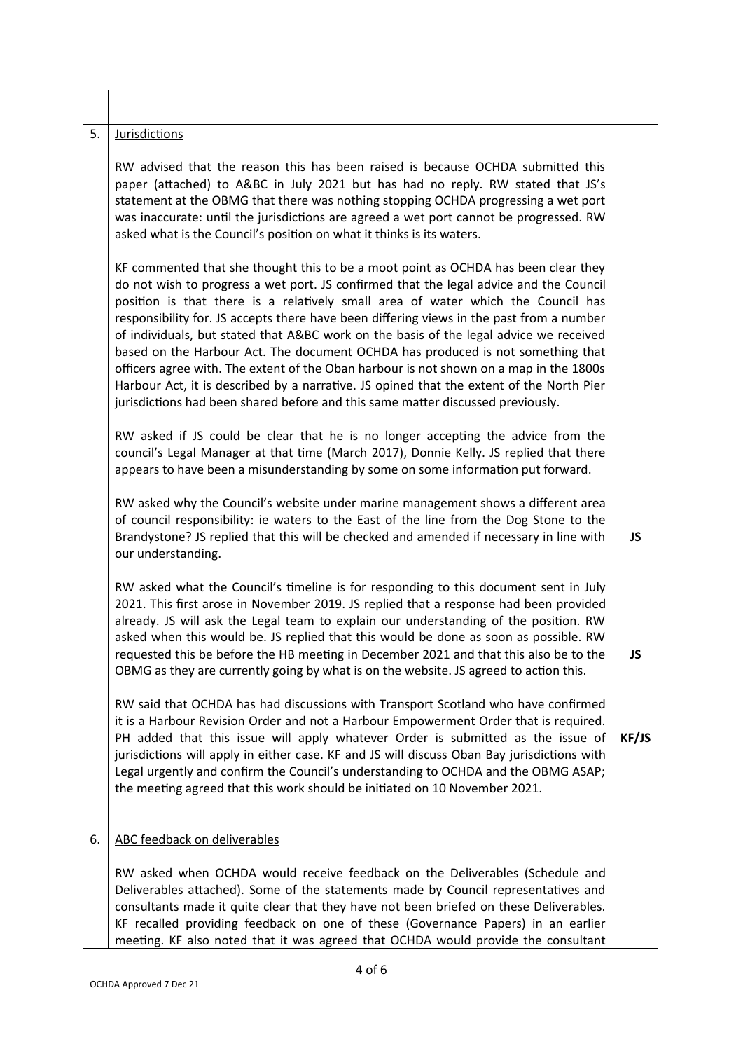| | | |
|---|---|---|
| | | |
| 5. | <u>Jurisdictions</u><br><br>RW advised that the reason this has been raised is because OCHDA submitted this paper (attached) to A&BC in July 2021 but has had no reply. RW stated that JS's statement at the OBMG that there was nothing stopping OCHDA progressing a wet port was inaccurate: until the jurisdictions are agreed a wet port cannot be progressed. RW asked what is the Council's position on what it thinks is its waters.<br><br>KF commented that she thought this to be a moot point as OCHDA has been clear they do not wish to progress a wet port. JS confirmed that the legal advice and the Council position is that there is a relatively small area of water which the Council has responsibility for. JS accepts there have been differing views in the past from a number of individuals, but stated that A&BC work on the basis of the legal advice we received based on the Harbour Act. The document OCHDA has produced is not something that officers agree with. The extent of the Oban harbour is not shown on a map in the 1800s Harbour Act, it is described by a narrative. JS opined that the extent of the North Pier jurisdictions had been shared before and this same matter discussed previously.<br><br>RW asked if JS could be clear that he is no longer accepting the advice from the council's Legal Manager at that time (March 2017), Donnie Kelly. JS replied that there appears to have been a misunderstanding by some on some information put forward.<br><br>RW asked why the Council's website under marine management shows a different area of council responsibility: ie waters to the East of the line from the Dog Stone to the Brandystone? JS replied that this will be checked and amended if necessary in line with our understanding.<br><br>RW asked what the Council's timeline is for responding to this document sent in July 2021. This first arose in November 2019. JS replied that a response had been provided already. JS will ask the Legal team to explain our understanding of the position. RW asked when this would be. JS replied that this would be done as soon as possible. RW requested this be before the HB meeting in December 2021 and that this also be to the OBMG as they are currently going by what is on the website. JS agreed to action this.<br><br>RW said that OCHDA has had discussions with Transport Scotland who have confirmed it is a Harbour Revision Order and not a Harbour Empowerment Order that is required. PH added that this issue will apply whatever Order is submitted as the issue of jurisdictions will apply in either case. KF and JS will discuss Oban Bay jurisdictions with Legal urgently and confirm the Council's understanding to OCHDA and the OBMG ASAP; the meeting agreed that this work should be initiated on 10 November 2021. | **JS**<br><br>**JS**<br><br>**KF/JS** |
| 6. | <u>ABC feedback on deliverables</u><br><br>RW asked when OCHDA would receive feedback on the Deliverables (Schedule and Deliverables attached). Some of the statements made by Council representatives and consultants made it quite clear that they have not been briefed on these Deliverables. KF recalled providing feedback on one of these (Governance Papers) in an earlier meeting. KF also noted that it was agreed that OCHDA would provide the consultant | |

OCHDA Approved 7 Dec 21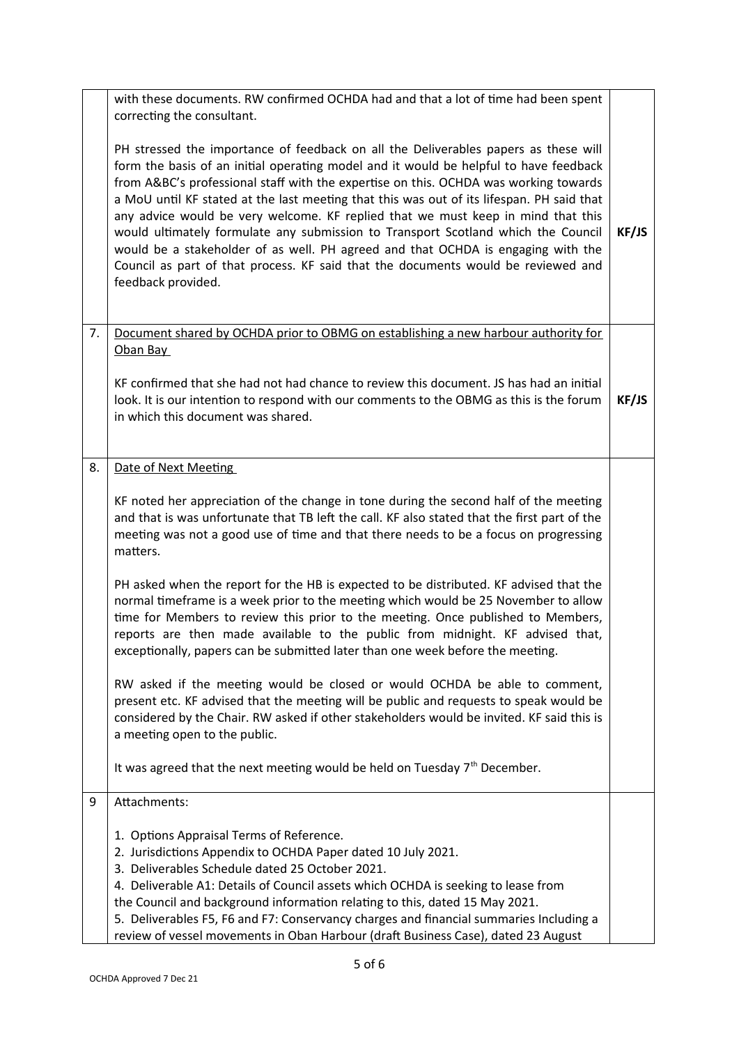| | | |
|---|---|---|
| | with these documents. RW confirmed OCHDA had and that a lot of time had been spent correcting the consultant.<br><br>PH stressed the importance of feedback on all the Deliverables papers as these will form the basis of an initial operating model and it would be helpful to have feedback from A&BC's professional staff with the expertise on this. OCHDA was working towards a MoU until KF stated at the last meeting that this was out of its lifespan. PH said that any advice would be very welcome. KF replied that we must keep in mind that this would ultimately formulate any submission to Transport Scotland which the Council would be a stakeholder of as well. PH agreed and that OCHDA is engaging with the Council as part of that process. KF said that the documents would be reviewed and feedback provided. | **KF/JS** |
| 7. | <u>Document shared by OCHDA prior to OBMG on establishing a new harbour authority for Oban Bay</u><br><br>KF confirmed that she had not had chance to review this document. JS has had an initial look. It is our intention to respond with our comments to the OBMG as this is the forum in which this document was shared. | **KF/JS** |
| 8. | <u>Date of Next Meeting</u><br><br>KF noted her appreciation of the change in tone during the second half of the meeting and that is was unfortunate that TB left the call. KF also stated that the first part of the meeting was not a good use of time and that there needs to be a focus on progressing matters.<br><br>PH asked when the report for the HB is expected to be distributed. KF advised that the normal timeframe is a week prior to the meeting which would be 25 November to allow time for Members to review this prior to the meeting. Once published to Members, reports are then made available to the public from midnight. KF advised that, exceptionally, papers can be submitted later than one week before the meeting.<br><br>RW asked if the meeting would be closed or would OCHDA be able to comment, present etc. KF advised that the meeting will be public and requests to speak would be considered by the Chair. RW asked if other stakeholders would be invited. KF said this is a meeting open to the public.<br><br>It was agreed that the next meeting would be held on Tuesday 7th December. | |
| 9 | Attachments:<br><br>1. Options Appraisal Terms of Reference.<br>2. Jurisdictions Appendix to OCHDA Paper dated 10 July 2021.<br>3. Deliverables Schedule dated 25 October 2021.<br>4. Deliverable A1: Details of Council assets which OCHDA is seeking to lease from the Council and background information relating to this, dated 15 May 2021.<br>5. Deliverables F5, F6 and F7: Conservancy charges and financial summaries Including a review of vessel movements in Oban Harbour (draft Business Case), dated 23 August | |

OCHDA Approved 7 Dec 21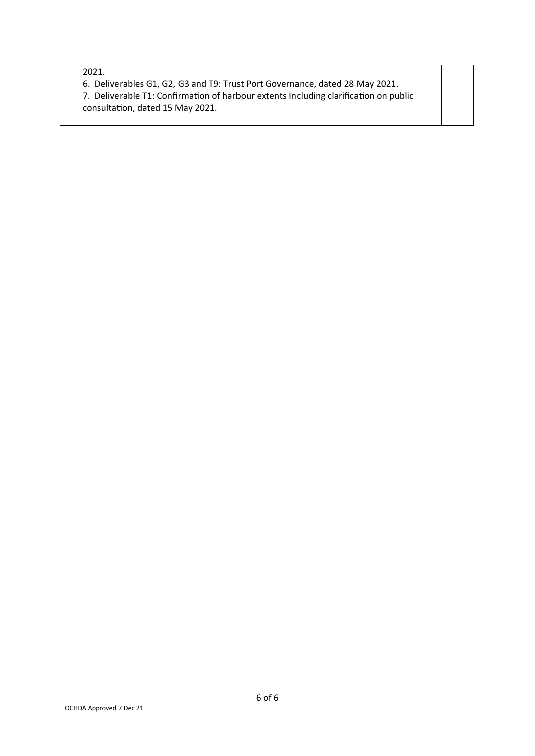| | | |
|---|---|---|
| | 2021.<br>6. Deliverables G1, G2, G3 and T9: Trust Port Governance, dated 28 May 2021.<br>7. Deliverable T1: Confirmation of harbour extents Including clarification on public consultation, dated 15 May 2021. | |

OCHDA Approved 7 Dec 21